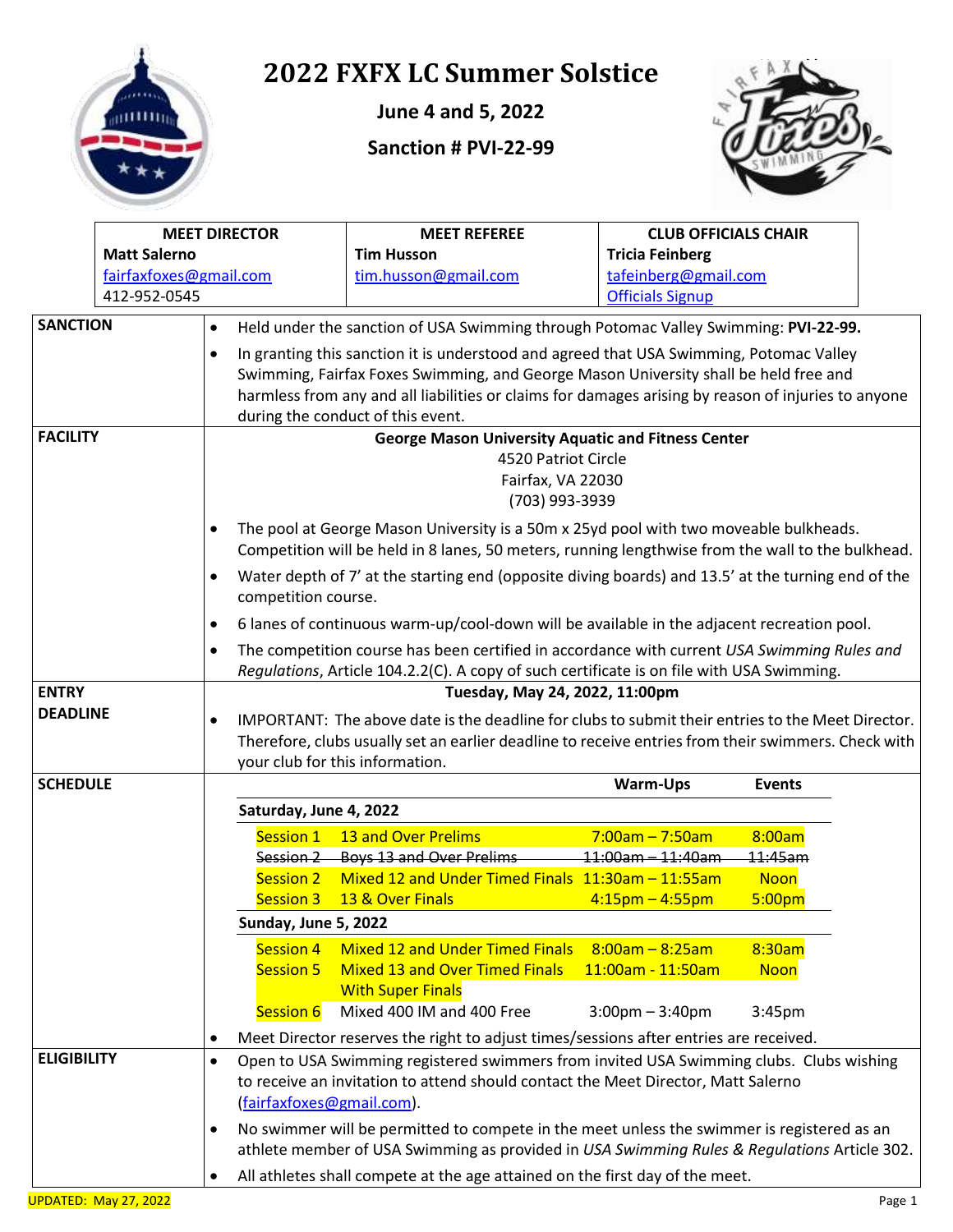# 2022 FXFX LC Summer Solstice

**June 4 and 5, 2022**

**Sanction # PVI-22-99**

| MEET DIRECTOR | MEET REFEREE | CLUB OFFICIALS CHAIR |
|---|---|---|
| **Matt Salerno** | **Tim Husson** | **Tricia Feinberg** |
| fairfaxfoxes@gmail.com | tim.husson@gmail.com | tafeinberg@gmail.com |
| 412-952-0545 | | Officials Signup |

## SANCTION

- Held under the sanction of USA Swimming through Potomac Valley Swimming: **PVI-22-99.**
- In granting this sanction it is understood and agreed that USA Swimming, Potomac Valley Swimming, Fairfax Foxes Swimming, and George Mason University shall be held free and harmless from any and all liabilities or claims for damages arising by reason of injuries to anyone during the conduct of this event.

## FACILITY

**George Mason University Aquatic and Fitness Center**
4520 Patriot Circle
Fairfax, VA 22030
(703) 993-3939

- The pool at George Mason University is a 50m x 25yd pool with two moveable bulkheads. Competition will be held in 8 lanes, 50 meters, running lengthwise from the wall to the bulkhead.
- Water depth of 7' at the starting end (opposite diving boards) and 13.5' at the turning end of the competition course.
- 6 lanes of continuous warm-up/cool-down will be available in the adjacent recreation pool.
- The competition course has been certified in accordance with current *USA Swimming Rules and Regulations*, Article 104.2.2(C). A copy of such certificate is on file with USA Swimming.

## ENTRY DEADLINE

**Tuesday, May 24, 2022, 11:00pm**

- IMPORTANT: The above date is the deadline for clubs to submit their entries to the Meet Director. Therefore, clubs usually set an earlier deadline to receive entries from their swimmers. Check with your club for this information.

## SCHEDULE

| | | Warm-Ups | Events |
|---|---|---|---|
| **Saturday, June 4, 2022** | | | |
| Session 1 | 13 and Over Prelims | 7:00am – 7:50am | 8:00am |
| ~~Session 2~~ | ~~Boys 13 and Over Prelims~~ | ~~11:00am – 11:40am~~ | ~~11:45am~~ |
| Session 2 | Mixed 12 and Under Timed Finals | 11:30am – 11:55am | Noon |
| Session 3 | 13 & Over Finals | 4:15pm – 4:55pm | 5:00pm |
| **Sunday, June 5, 2022** | | | |
| Session 4 | Mixed 12 and Under Timed Finals | 8:00am – 8:25am | 8:30am |
| Session 5 | Mixed 13 and Over Timed Finals With Super Finals | 11:00am - 11:50am | Noon |
| Session 6 | Mixed 400 IM and 400 Free | 3:00pm – 3:40pm | 3:45pm |

- Meet Director reserves the right to adjust times/sessions after entries are received.

## ELIGIBILITY

- Open to USA Swimming registered swimmers from invited USA Swimming clubs. Clubs wishing to receive an invitation to attend should contact the Meet Director, Matt Salerno (fairfaxfoxes@gmail.com).
- No swimmer will be permitted to compete in the meet unless the swimmer is registered as an athlete member of USA Swimming as provided in *USA Swimming Rules & Regulations* Article 302.
- All athletes shall compete at the age attained on the first day of the meet.

UPDATED: May 27, 2022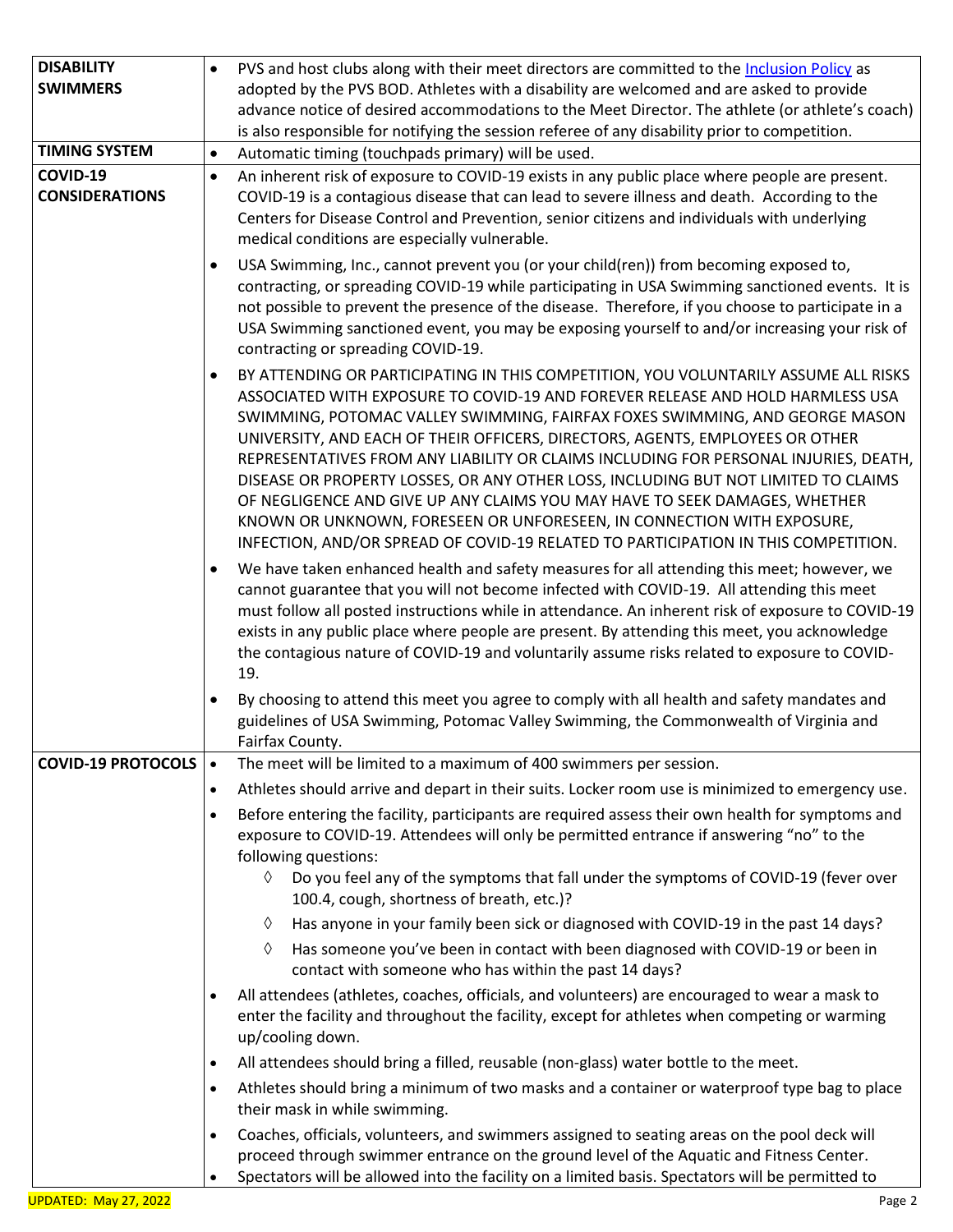| | |
|---|---|
| **DISABILITY SWIMMERS** | • PVS and host clubs along with their meet directors are committed to the [Inclusion Policy](#) as adopted by the PVS BOD. Athletes with a disability are welcomed and are asked to provide advance notice of desired accommodations to the Meet Director. The athlete (or athlete's coach) is also responsible for notifying the session referee of any disability prior to competition. |
| **TIMING SYSTEM** | • Automatic timing (touchpads primary) will be used. |
| **COVID-19 CONSIDERATIONS** | • An inherent risk of exposure to COVID-19 exists in any public place where people are present. COVID-19 is a contagious disease that can lead to severe illness and death. According to the Centers for Disease Control and Prevention, senior citizens and individuals with underlying medical conditions are especially vulnerable.<br>• USA Swimming, Inc., cannot prevent you (or your child(ren)) from becoming exposed to, contracting, or spreading COVID-19 while participating in USA Swimming sanctioned events. It is not possible to prevent the presence of the disease. Therefore, if you choose to participate in a USA Swimming sanctioned event, you may be exposing yourself to and/or increasing your risk of contracting or spreading COVID-19.<br>• BY ATTENDING OR PARTICIPATING IN THIS COMPETITION, YOU VOLUNTARILY ASSUME ALL RISKS ASSOCIATED WITH EXPOSURE TO COVID-19 AND FOREVER RELEASE AND HOLD HARMLESS USA SWIMMING, POTOMAC VALLEY SWIMMING, FAIRFAX FOXES SWIMMING, AND GEORGE MASON UNIVERSITY, AND EACH OF THEIR OFFICERS, DIRECTORS, AGENTS, EMPLOYEES OR OTHER REPRESENTATIVES FROM ANY LIABILITY OR CLAIMS INCLUDING FOR PERSONAL INJURIES, DEATH, DISEASE OR PROPERTY LOSSES, OR ANY OTHER LOSS, INCLUDING BUT NOT LIMITED TO CLAIMS OF NEGLIGENCE AND GIVE UP ANY CLAIMS YOU MAY HAVE TO SEEK DAMAGES, WHETHER KNOWN OR UNKNOWN, FORESEEN OR UNFORESEEN, IN CONNECTION WITH EXPOSURE, INFECTION, AND/OR SPREAD OF COVID-19 RELATED TO PARTICIPATION IN THIS COMPETITION.<br>• We have taken enhanced health and safety measures for all attending this meet; however, we cannot guarantee that you will not become infected with COVID-19. All attending this meet must follow all posted instructions while in attendance. An inherent risk of exposure to COVID-19 exists in any public place where people are present. By attending this meet, you acknowledge the contagious nature of COVID-19 and voluntarily assume risks related to exposure to COVID-19.<br>• By choosing to attend this meet you agree to comply with all health and safety mandates and guidelines of USA Swimming, Potomac Valley Swimming, the Commonwealth of Virginia and Fairfax County. |
| **COVID-19 PROTOCOLS** | • The meet will be limited to a maximum of 400 swimmers per session.<br>• Athletes should arrive and depart in their suits. Locker room use is minimized to emergency use.<br>• Before entering the facility, participants are required assess their own health for symptoms and exposure to COVID-19. Attendees will only be permitted entrance if answering "no" to the following questions:<br>◊ Do you feel any of the symptoms that fall under the symptoms of COVID-19 (fever over 100.4, cough, shortness of breath, etc.)?<br>◊ Has anyone in your family been sick or diagnosed with COVID-19 in the past 14 days?<br>◊ Has someone you've been in contact with been diagnosed with COVID-19 or been in contact with someone who has within the past 14 days?<br>• All attendees (athletes, coaches, officials, and volunteers) are encouraged to wear a mask to enter the facility and throughout the facility, except for athletes when competing or warming up/cooling down.<br>• All attendees should bring a filled, reusable (non-glass) water bottle to the meet.<br>• Athletes should bring a minimum of two masks and a container or waterproof type bag to place their mask in while swimming.<br>• Coaches, officials, volunteers, and swimmers assigned to seating areas on the pool deck will proceed through swimmer entrance on the ground level of the Aquatic and Fitness Center.<br>• Spectators will be allowed into the facility on a limited basis. Spectators will be permitted to |

UPDATED: May 27, 2022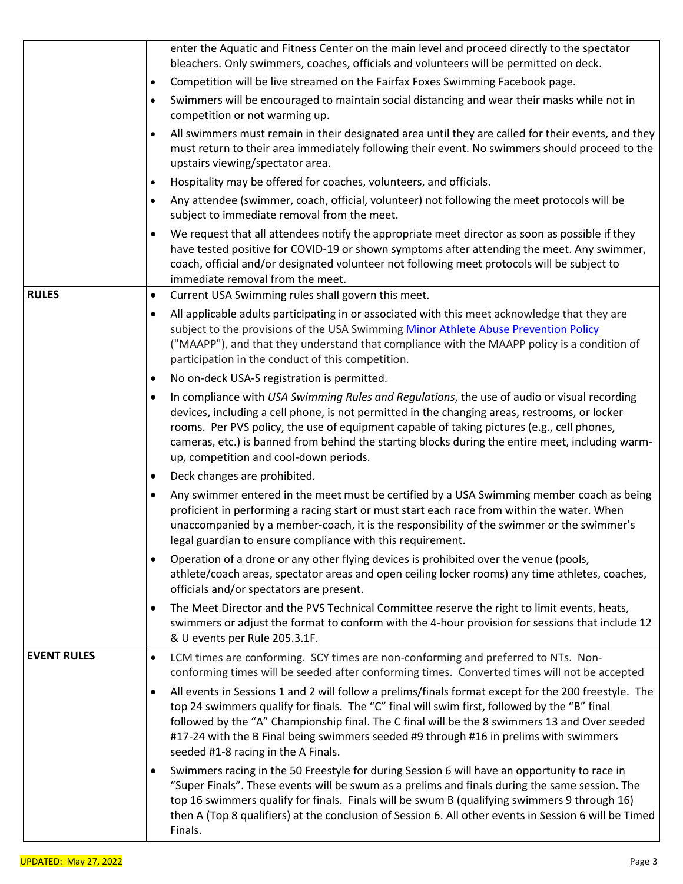| | |
|---|---|
| | enter the Aquatic and Fitness Center on the main level and proceed directly to the spectator bleachers. Only swimmers, coaches, officials and volunteers will be permitted on deck.<br>• Competition will be live streamed on the Fairfax Foxes Swimming Facebook page.<br>• Swimmers will be encouraged to maintain social distancing and wear their masks while not in competition or not warming up.<br>• All swimmers must remain in their designated area until they are called for their events, and they must return to their area immediately following their event. No swimmers should proceed to the upstairs viewing/spectator area.<br>• Hospitality may be offered for coaches, volunteers, and officials.<br>• Any attendee (swimmer, coach, official, volunteer) not following the meet protocols will be subject to immediate removal from the meet.<br>• We request that all attendees notify the appropriate meet director as soon as possible if they have tested positive for COVID-19 or shown symptoms after attending the meet. Any swimmer, coach, official and/or designated volunteer not following meet protocols will be subject to immediate removal from the meet. |
| **RULES** | • Current USA Swimming rules shall govern this meet.<br>• All applicable adults participating in or associated with this meet acknowledge that they are subject to the provisions of the USA Swimming Minor Athlete Abuse Prevention Policy ("MAAPP"), and that they understand that compliance with the MAAPP policy is a condition of participation in the conduct of this competition.<br>• No on-deck USA-S registration is permitted.<br>• In compliance with *USA Swimming Rules and Regulations*, the use of audio or visual recording devices, including a cell phone, is not permitted in the changing areas, restrooms, or locker rooms. Per PVS policy, the use of equipment capable of taking pictures (e.g., cell phones, cameras, etc.) is banned from behind the starting blocks during the entire meet, including warm-up, competition and cool-down periods.<br>• Deck changes are prohibited.<br>• Any swimmer entered in the meet must be certified by a USA Swimming member coach as being proficient in performing a racing start or must start each race from within the water. When unaccompanied by a member-coach, it is the responsibility of the swimmer or the swimmer's legal guardian to ensure compliance with this requirement.<br>• Operation of a drone or any other flying devices is prohibited over the venue (pools, athlete/coach areas, spectator areas and open ceiling locker rooms) any time athletes, coaches, officials and/or spectators are present.<br>• The Meet Director and the PVS Technical Committee reserve the right to limit events, heats, swimmers or adjust the format to conform with the 4-hour provision for sessions that include 12 & U events per Rule 205.3.1F. |
| **EVENT RULES** | • LCM times are conforming. SCY times are non-conforming and preferred to NTs. Non-conforming times will be seeded after conforming times. Converted times will not be accepted<br>• All events in Sessions 1 and 2 will follow a prelims/finals format except for the 200 freestyle. The top 24 swimmers qualify for finals. The "C" final will swim first, followed by the "B" final followed by the "A" Championship final. The C final will be the 8 swimmers 13 and Over seeded #17-24 with the B Final being swimmers seeded #9 through #16 in prelims with swimmers seeded #1-8 racing in the A Finals.<br>• Swimmers racing in the 50 Freestyle for during Session 6 will have an opportunity to race in "Super Finals". These events will be swum as a prelims and finals during the same session. The top 16 swimmers qualify for finals. Finals will be swum B (qualifying swimmers 9 through 16) then A (Top 8 qualifiers) at the conclusion of Session 6. All other events in Session 6 will be Timed Finals. |

UPDATED: May 27, 2022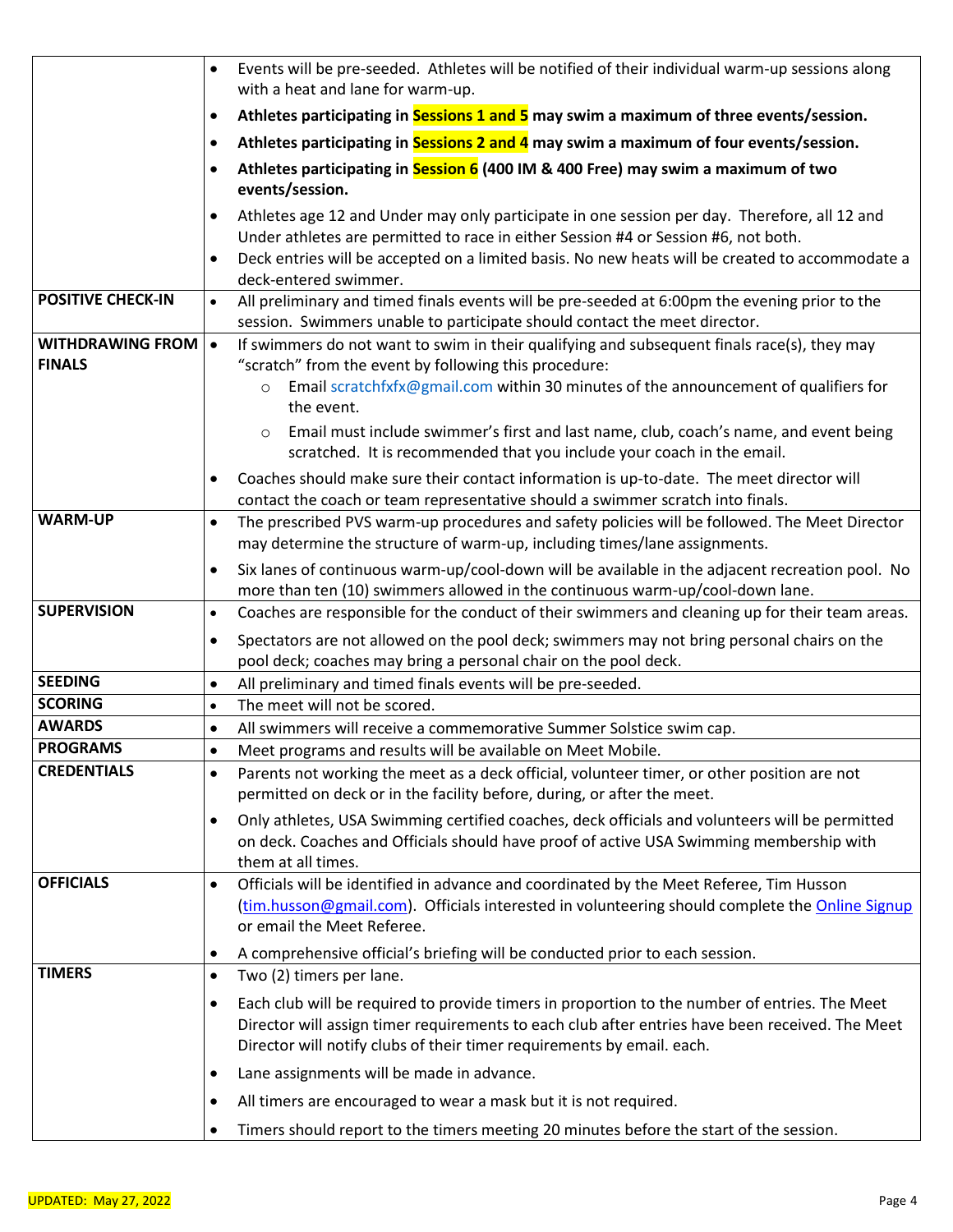| | |
|---|---|
| | • Events will be pre-seeded. Athletes will be notified of their individual warm-up sessions along with a heat and lane for warm-up.<br>• **Athletes participating in Sessions 1 and 5 may swim a maximum of three events/session.**<br>• **Athletes participating in Sessions 2 and 4 may swim a maximum of four events/session.**<br>• **Athletes participating in Session 6 (400 IM & 400 Free) may swim a maximum of two events/session.**<br>• Athletes age 12 and Under may only participate in one session per day. Therefore, all 12 and Under athletes are permitted to race in either Session #4 or Session #6, not both.<br>• Deck entries will be accepted on a limited basis. No new heats will be created to accommodate a deck-entered swimmer. |
| **POSITIVE CHECK-IN** | • All preliminary and timed finals events will be pre-seeded at 6:00pm the evening prior to the session. Swimmers unable to participate should contact the meet director. |
| **WITHDRAWING FROM FINALS** | • If swimmers do not want to swim in their qualifying and subsequent finals race(s), they may "scratch" from the event by following this procedure:<br>&nbsp;&nbsp;&nbsp;&nbsp;○ Email scratchfxfx@gmail.com within 30 minutes of the announcement of qualifiers for the event.<br>&nbsp;&nbsp;&nbsp;&nbsp;○ Email must include swimmer's first and last name, club, coach's name, and event being scratched. It is recommended that you include your coach in the email.<br>• Coaches should make sure their contact information is up-to-date. The meet director will contact the coach or team representative should a swimmer scratch into finals. |
| **WARM-UP** | • The prescribed PVS warm-up procedures and safety policies will be followed. The Meet Director may determine the structure of warm-up, including times/lane assignments.<br>• Six lanes of continuous warm-up/cool-down will be available in the adjacent recreation pool. No more than ten (10) swimmers allowed in the continuous warm-up/cool-down lane. |
| **SUPERVISION** | • Coaches are responsible for the conduct of their swimmers and cleaning up for their team areas.<br>• Spectators are not allowed on the pool deck; swimmers may not bring personal chairs on the pool deck; coaches may bring a personal chair on the pool deck. |
| **SEEDING** | • All preliminary and timed finals events will be pre-seeded. |
| **SCORING** | • The meet will not be scored. |
| **AWARDS** | • All swimmers will receive a commemorative Summer Solstice swim cap. |
| **PROGRAMS** | • Meet programs and results will be available on Meet Mobile. |
| **CREDENTIALS** | • Parents not working the meet as a deck official, volunteer timer, or other position are not permitted on deck or in the facility before, during, or after the meet.<br>• Only athletes, USA Swimming certified coaches, deck officials and volunteers will be permitted on deck. Coaches and Officials should have proof of active USA Swimming membership with them at all times. |
| **OFFICIALS** | • Officials will be identified in advance and coordinated by the Meet Referee, Tim Husson (tim.husson@gmail.com). Officials interested in volunteering should complete the Online Signup or email the Meet Referee.<br>• A comprehensive official's briefing will be conducted prior to each session. |
| **TIMERS** | • Two (2) timers per lane.<br>• Each club will be required to provide timers in proportion to the number of entries. The Meet Director will assign timer requirements to each club after entries have been received. The Meet Director will notify clubs of their timer requirements by email. each.<br>• Lane assignments will be made in advance.<br>• All timers are encouraged to wear a mask but it is not required.<br>• Timers should report to the timers meeting 20 minutes before the start of the session. |

UPDATED: May 27, 2022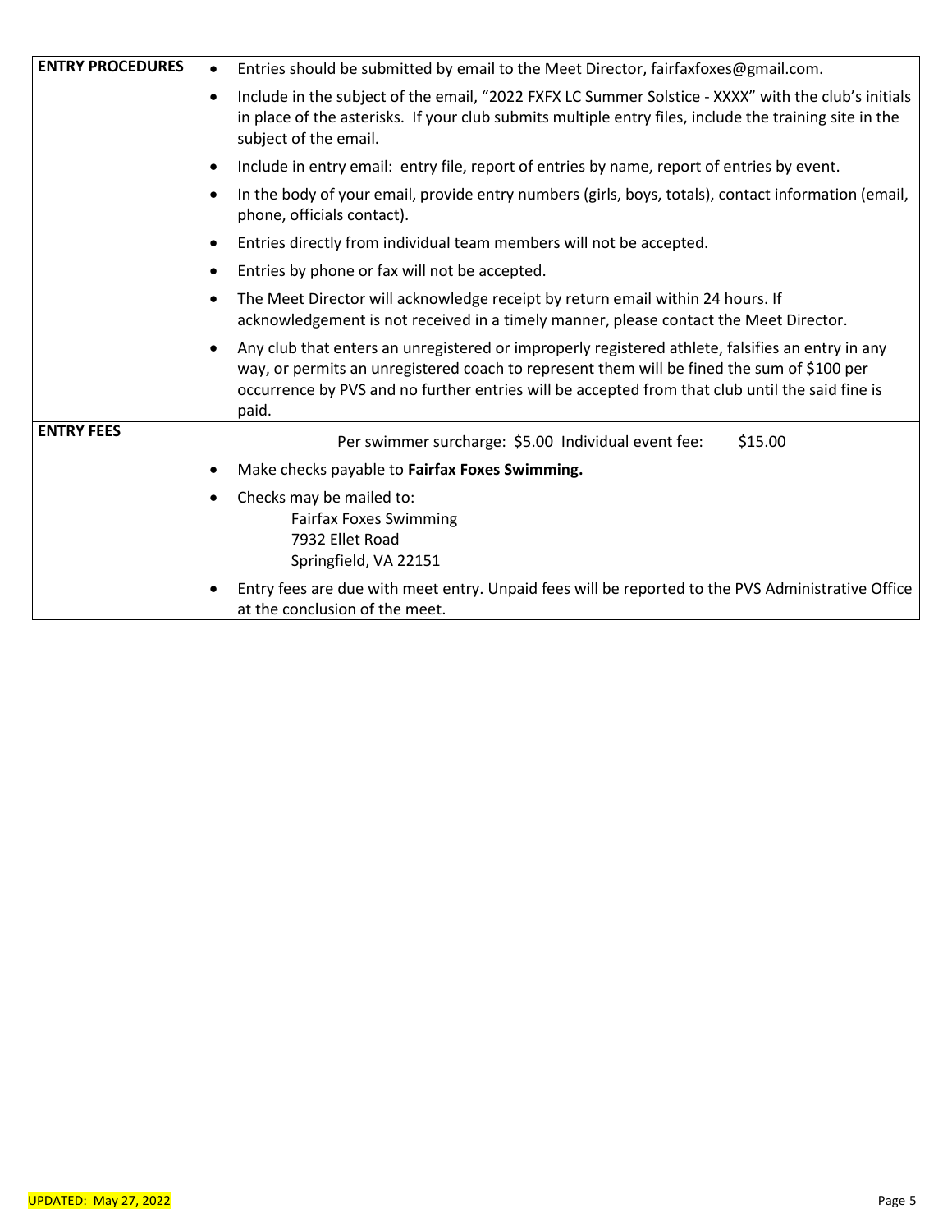| | |
|---|---|
| **ENTRY PROCEDURES** | • Entries should be submitted by email to the Meet Director, fairfaxfoxes@gmail.com.<br>• Include in the subject of the email, "2022 FXFX LC Summer Solstice - XXXX" with the club's initials in place of the asterisks. If your club submits multiple entry files, include the training site in the subject of the email.<br>• Include in entry email: entry file, report of entries by name, report of entries by event.<br>• In the body of your email, provide entry numbers (girls, boys, totals), contact information (email, phone, officials contact).<br>• Entries directly from individual team members will not be accepted.<br>• Entries by phone or fax will not be accepted.<br>• The Meet Director will acknowledge receipt by return email within 24 hours. If acknowledgement is not received in a timely manner, please contact the Meet Director.<br>• Any club that enters an unregistered or improperly registered athlete, falsifies an entry in any way, or permits an unregistered coach to represent them will be fined the sum of $100 per occurrence by PVS and no further entries will be accepted from that club until the said fine is paid. |
| **ENTRY FEES** | Per swimmer surcharge: $5.00 Individual event fee: $15.00<br>• Make checks payable to **Fairfax Foxes Swimming.**<br>• Checks may be mailed to:<br>Fairfax Foxes Swimming<br>7932 Ellet Road<br>Springfield, VA 22151<br>• Entry fees are due with meet entry. Unpaid fees will be reported to the PVS Administrative Office at the conclusion of the meet. |

UPDATED: May 27, 2022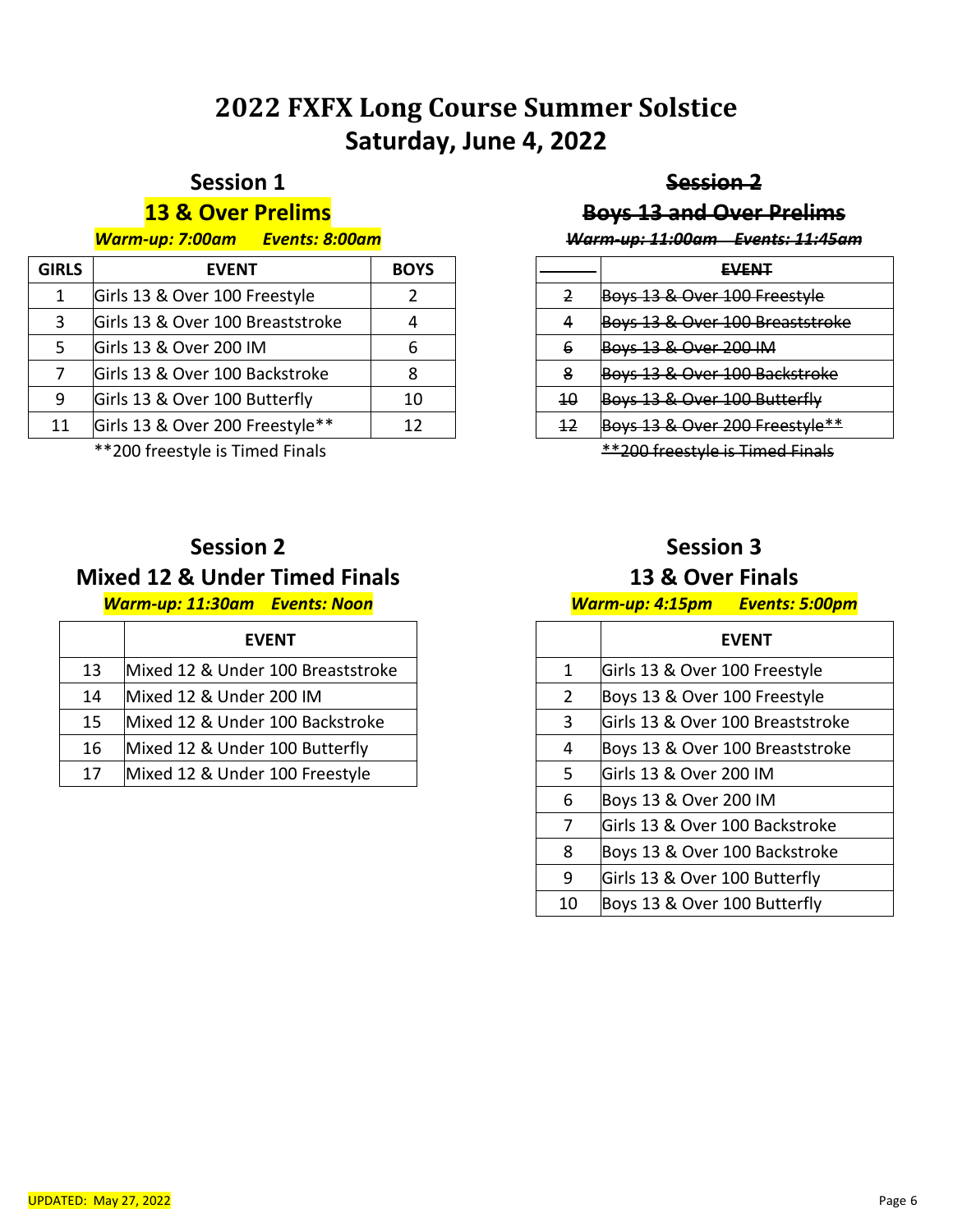# 2022 FXFX Long Course Summer Solstice
## Saturday, June 4, 2022

### Session 1
### 13 & Over Prelims
***Warm-up: 7:00am    Events: 8:00am***

| GIRLS | EVENT | BOYS |
|---|---|---|
| 1 | Girls 13 & Over 100 Freestyle | 2 |
| 3 | Girls 13 & Over 100 Breaststroke | 4 |
| 5 | Girls 13 & Over 200 IM | 6 |
| 7 | Girls 13 & Over 100 Backstroke | 8 |
| 9 | Girls 13 & Over 100 Butterfly | 10 |
| 11 | Girls 13 & Over 200 Freestyle** | 12 |

**200 freestyle is Timed Finals

### ~~Session 2~~
### ~~Boys 13 and Over Prelims~~
~~***Warm-up: 11:00am    Events: 11:45am***~~

| | ~~EVENT~~ |
|---|---|
| ~~2~~ | ~~Boys 13 & Over 100 Freestyle~~ |
| ~~4~~ | ~~Boys 13 & Over 100 Breaststroke~~ |
| ~~6~~ | ~~Boys 13 & Over 200 IM~~ |
| ~~8~~ | ~~Boys 13 & Over 100 Backstroke~~ |
| ~~10~~ | ~~Boys 13 & Over 100 Butterfly~~ |
| ~~12~~ | ~~Boys 13 & Over 200 Freestyle**~~ |

~~**200 freestyle is Timed Finals~~

### Session 2
### Mixed 12 & Under Timed Finals
***Warm-up: 11:30am    Events: Noon***

| | EVENT |
|---|---|
| 13 | Mixed 12 & Under 100 Breaststroke |
| 14 | Mixed 12 & Under 200 IM |
| 15 | Mixed 12 & Under 100 Backstroke |
| 16 | Mixed 12 & Under 100 Butterfly |
| 17 | Mixed 12 & Under 100 Freestyle |

### Session 3
### 13 & Over Finals
***Warm-up: 4:15pm    Events: 5:00pm***

| | EVENT |
|---|---|
| 1 | Girls 13 & Over 100 Freestyle |
| 2 | Boys 13 & Over 100 Freestyle |
| 3 | Girls 13 & Over 100 Breaststroke |
| 4 | Boys 13 & Over 100 Breaststroke |
| 5 | Girls 13 & Over 200 IM |
| 6 | Boys 13 & Over 200 IM |
| 7 | Girls 13 & Over 100 Backstroke |
| 8 | Boys 13 & Over 100 Backstroke |
| 9 | Girls 13 & Over 100 Butterfly |
| 10 | Boys 13 & Over 100 Butterfly |

UPDATED: May 27, 2022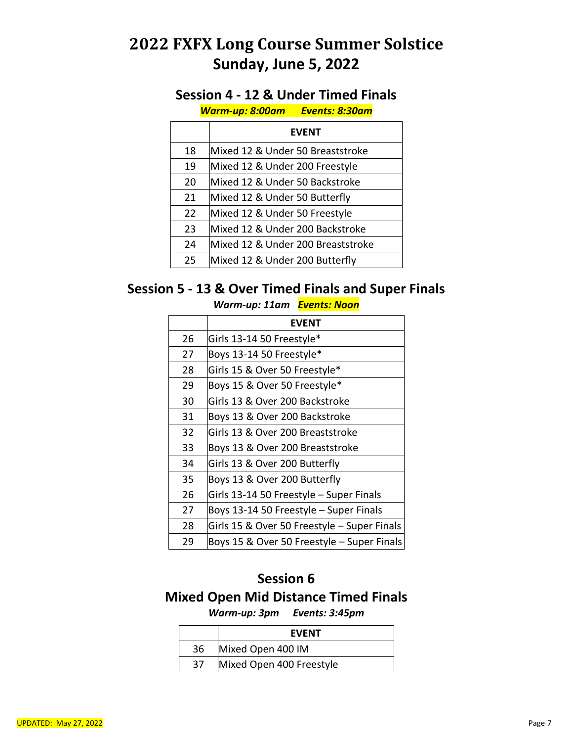# 2022 FXFX Long Course Summer Solstice
# Sunday, June 5, 2022

## Session 4 - 12 & Under Timed Finals

***Warm-up: 8:00am      Events: 8:30am***

| | EVENT |
|---|---|
| 18 | Mixed 12 & Under 50 Breaststroke |
| 19 | Mixed 12 & Under 200 Freestyle |
| 20 | Mixed 12 & Under 50 Backstroke |
| 21 | Mixed 12 & Under 50 Butterfly |
| 22 | Mixed 12 & Under 50 Freestyle |
| 23 | Mixed 12 & Under 200 Backstroke |
| 24 | Mixed 12 & Under 200 Breaststroke |
| 25 | Mixed 12 & Under 200 Butterfly |

## Session 5 - 13 & Over Timed Finals and Super Finals

***Warm-up: 11am   Events: Noon***

| | EVENT |
|---|---|
| 26 | Girls 13-14 50 Freestyle* |
| 27 | Boys 13-14 50 Freestyle* |
| 28 | Girls 15 & Over 50 Freestyle* |
| 29 | Boys 15 & Over 50 Freestyle* |
| 30 | Girls 13 & Over 200 Backstroke |
| 31 | Boys 13 & Over 200 Backstroke |
| 32 | Girls 13 & Over 200 Breaststroke |
| 33 | Boys 13 & Over 200 Breaststroke |
| 34 | Girls 13 & Over 200 Butterfly |
| 35 | Boys 13 & Over 200 Butterfly |
| 26 | Girls 13-14 50 Freestyle – Super Finals |
| 27 | Boys 13-14 50 Freestyle – Super Finals |
| 28 | Girls 15 & Over 50 Freestyle – Super Finals |
| 29 | Boys 15 & Over 50 Freestyle – Super Finals |

## Session 6
## Mixed Open Mid Distance Timed Finals

***Warm-up: 3pm      Events: 3:45pm***

| | EVENT |
|---|---|
| 36 | Mixed Open 400 IM |
| 37 | Mixed Open 400 Freestyle |

UPDATED: May 27, 2022